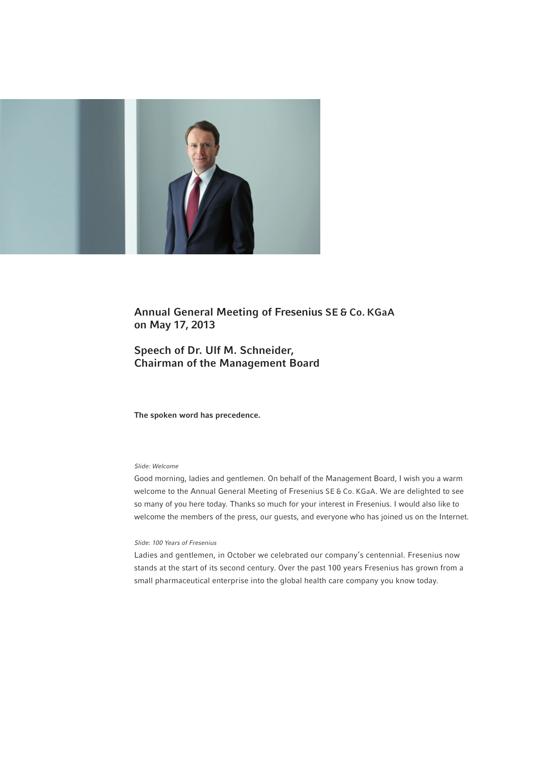# Annual General Meeting of Fresenius SE & Co. KGaA on May 17, 2013

## Speech of Dr. Ulf M. Schneider, Chairman of the Management Board

**The spoken word has precedence.**

*Slide: Welcome*

Good morning, ladies and gentlemen. On behalf of the Management Board, I wish you a warm welcome to the Annual General Meeting of Fresenius SE & Co. KGaA. We are delighted to see so many of you here today. Thanks so much for your interest in Fresenius. I would also like to welcome the members of the press, our guests, and everyone who has joined us on the Internet.

*Slide: 100 Years of Fresenius*

Ladies and gentlemen, in October we celebrated our company's centennial. Fresenius now stands at the start of its second century. Over the past 100 years Fresenius has grown from a small pharmaceutical enterprise into the global health care company you know today.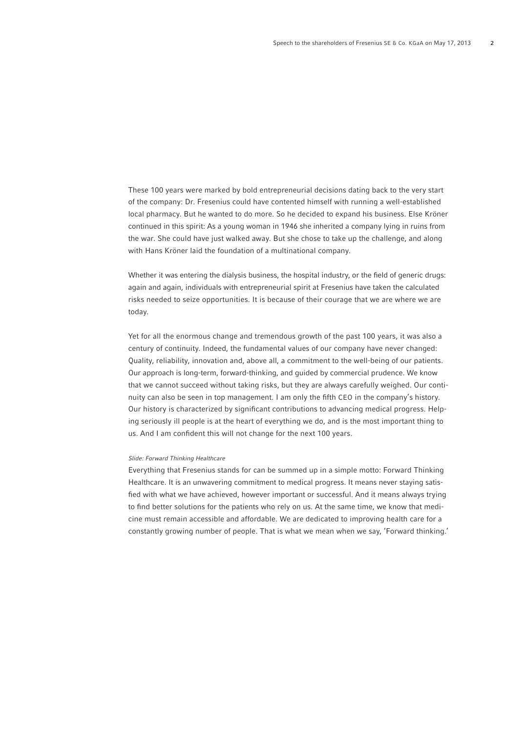These 100 years were marked by bold entrepreneurial decisions dating back to the very start of the company: Dr. Fresenius could have contented himself with running a well-established local pharmacy. But he wanted to do more. So he decided to expand his business. Else Kröner continued in this spirit: As a young woman in 1946 she inherited a company lying in ruins from the war. She could have just walked away. But she chose to take up the challenge, and along with Hans Kröner laid the foundation of a multinational company.

Whether it was entering the dialysis business, the hospital industry, or the field of generic drugs: again and again, individuals with entrepreneurial spirit at Fresenius have taken the calculated risks needed to seize opportunities. It is because of their courage that we are where we are today.

Yet for all the enormous change and tremendous growth of the past 100 years, it was also a century of continuity. Indeed, the fundamental values of our company have never changed: Quality, reliability, innovation and, above all, a commitment to the well-being of our patients. Our approach is long-term, forward-thinking, and guided by commercial prudence. We know that we cannot succeed without taking risks, but they are always carefully weighed. Our continuity can also be seen in top management. I am only the fifth CEO in the company's history. Our history is characterized by significant contributions to advancing medical progress. Helping seriously ill people is at the heart of everything we do, and is the most important thing to us. And I am confident this will not change for the next 100 years.

*Slide: Forward Thinking Healthcare*

Everything that Fresenius stands for can be summed up in a simple motto: Forward Thinking Healthcare. It is an unwavering commitment to medical progress. It means never staying satisfied with what we have achieved, however important or successful. And it means always trying to find better solutions for the patients who rely on us. At the same time, we know that medicine must remain accessible and affordable. We are dedicated to improving health care for a constantly growing number of people. That is what we mean when we say, 'Forward thinking.'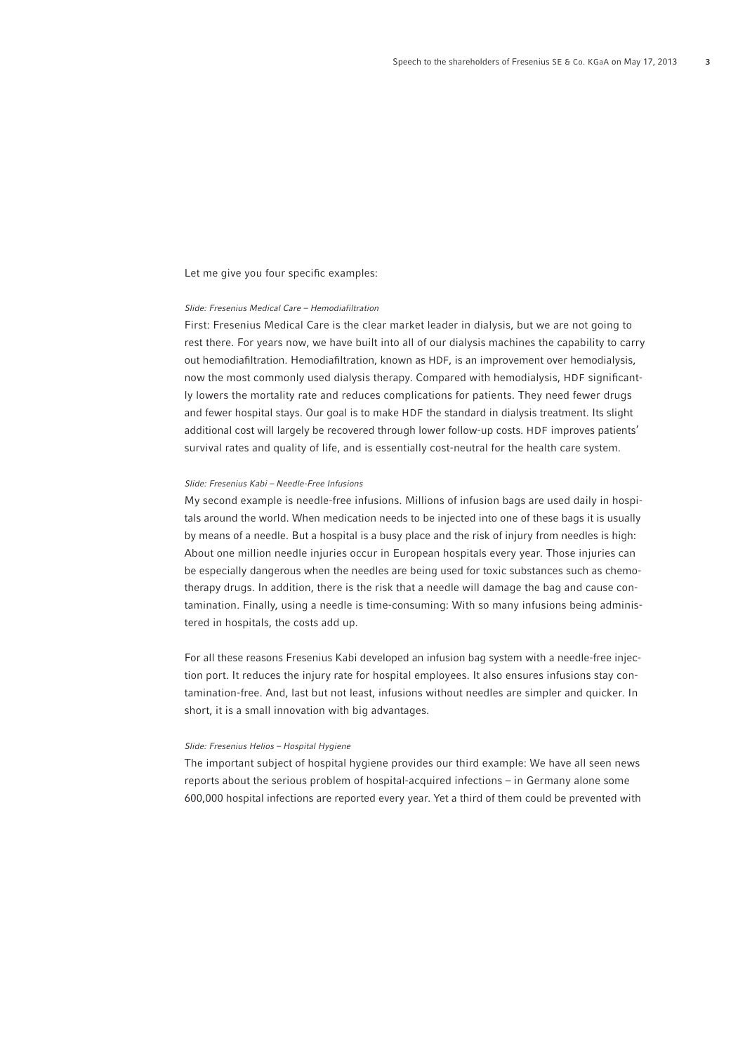Let me give you four specific examples:

*Slide: Fresenius Medical Care – Hemodiafiltration*

First: Fresenius Medical Care is the clear market leader in dialysis, but we are not going to rest there. For years now, we have built into all of our dialysis machines the capability to carry out hemodiafiltration. Hemodiafiltration, known as HDF, is an improvement over hemodialysis, now the most commonly used dialysis therapy. Compared with hemodialysis, HDF significantly lowers the mortality rate and reduces complications for patients. They need fewer drugs and fewer hospital stays. Our goal is to make HDF the standard in dialysis treatment. Its slight additional cost will largely be recovered through lower follow-up costs. HDF improves patients' survival rates and quality of life, and is essentially cost-neutral for the health care system.

*Slide: Fresenius Kabi – Needle-Free Infusions*

My second example is needle-free infusions. Millions of infusion bags are used daily in hospitals around the world. When medication needs to be injected into one of these bags it is usually by means of a needle. But a hospital is a busy place and the risk of injury from needles is high: About one million needle injuries occur in European hospitals every year. Those injuries can be especially dangerous when the needles are being used for toxic substances such as chemotherapy drugs. In addition, there is the risk that a needle will damage the bag and cause contamination. Finally, using a needle is time-consuming: With so many infusions being administered in hospitals, the costs add up.

For all these reasons Fresenius Kabi developed an infusion bag system with a needle-free injection port. It reduces the injury rate for hospital employees. It also ensures infusions stay contamination-free. And, last but not least, infusions without needles are simpler and quicker. In short, it is a small innovation with big advantages.

*Slide: Fresenius Helios – Hospital Hygiene*

The important subject of hospital hygiene provides our third example: We have all seen news reports about the serious problem of hospital-acquired infections – in Germany alone some 600,000 hospital infections are reported every year. Yet a third of them could be prevented with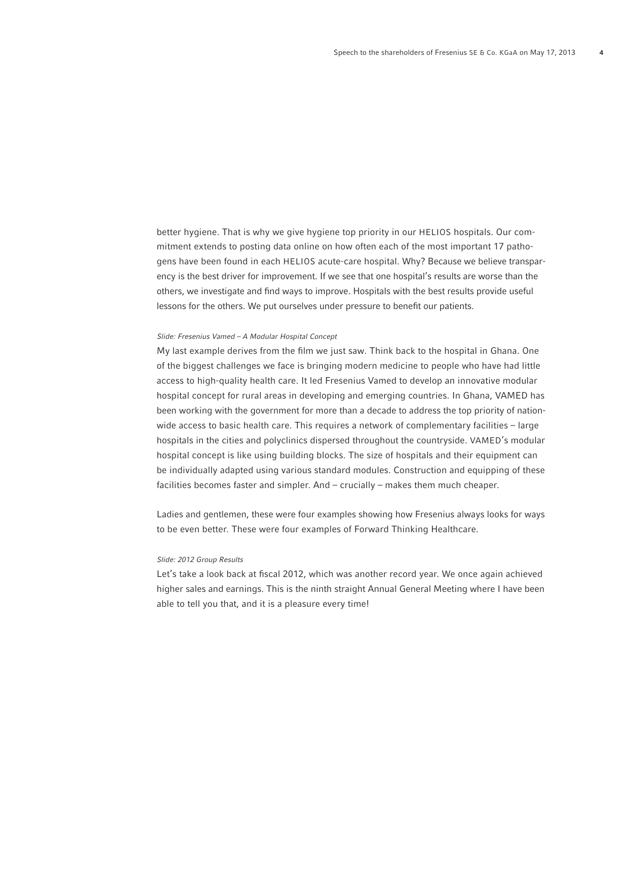better hygiene. That is why we give hygiene top priority in our HELIOS hospitals. Our commitment extends to posting data online on how often each of the most important 17 pathogens have been found in each HELIOS acute-care hospital. Why? Because we believe transparency is the best driver for improvement. If we see that one hospital's results are worse than the others, we investigate and find ways to improve. Hospitals with the best results provide useful lessons for the others. We put ourselves under pressure to benefit our patients.

*Slide: Fresenius Vamed – A Modular Hospital Concept*

My last example derives from the film we just saw. Think back to the hospital in Ghana. One of the biggest challenges we face is bringing modern medicine to people who have had little access to high-quality health care. It led Fresenius Vamed to develop an innovative modular hospital concept for rural areas in developing and emerging countries. In Ghana, VAMED has been working with the government for more than a decade to address the top priority of nationwide access to basic health care. This requires a network of complementary facilities – large hospitals in the cities and polyclinics dispersed throughout the countryside. VAMED's modular hospital concept is like using building blocks. The size of hospitals and their equipment can be individually adapted using various standard modules. Construction and equipping of these facilities becomes faster and simpler. And – crucially – makes them much cheaper.

Ladies and gentlemen, these were four examples showing how Fresenius always looks for ways to be even better. These were four examples of Forward Thinking Healthcare.

*Slide: 2012 Group Results*

Let's take a look back at fiscal 2012, which was another record year. We once again achieved higher sales and earnings. This is the ninth straight Annual General Meeting where I have been able to tell you that, and it is a pleasure every time!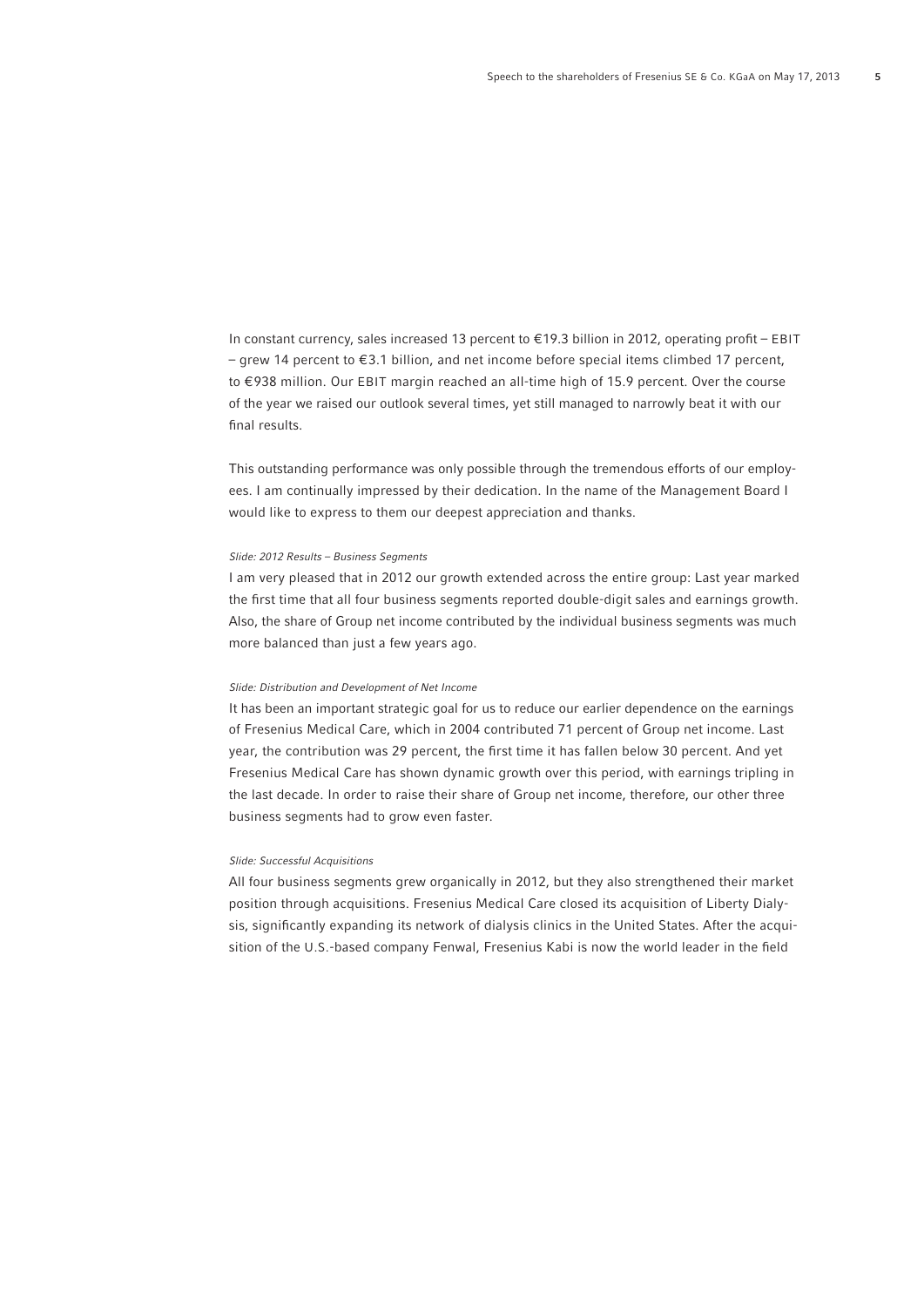In constant currency, sales increased 13 percent to €19.3 billion in 2012, operating profit – EBIT – grew 14 percent to €3.1 billion, and net income before special items climbed 17 percent, to €938 million. Our EBIT margin reached an all-time high of 15.9 percent. Over the course of the year we raised our outlook several times, yet still managed to narrowly beat it with our final results.

This outstanding performance was only possible through the tremendous efforts of our employees. I am continually impressed by their dedication. In the name of the Management Board I would like to express to them our deepest appreciation and thanks.

*Slide: 2012 Results – Business Segments*

I am very pleased that in 2012 our growth extended across the entire group: Last year marked the first time that all four business segments reported double-digit sales and earnings growth. Also, the share of Group net income contributed by the individual business segments was much more balanced than just a few years ago.

*Slide: Distribution and Development of Net Income*

It has been an important strategic goal for us to reduce our earlier dependence on the earnings of Fresenius Medical Care, which in 2004 contributed 71 percent of Group net income. Last year, the contribution was 29 percent, the first time it has fallen below 30 percent. And yet Fresenius Medical Care has shown dynamic growth over this period, with earnings tripling in the last decade. In order to raise their share of Group net income, therefore, our other three business segments had to grow even faster.

*Slide: Successful Acquisitions*

All four business segments grew organically in 2012, but they also strengthened their market position through acquisitions. Fresenius Medical Care closed its acquisition of Liberty Dialysis, significantly expanding its network of dialysis clinics in the United States. After the acquisition of the U.S.-based company Fenwal, Fresenius Kabi is now the world leader in the field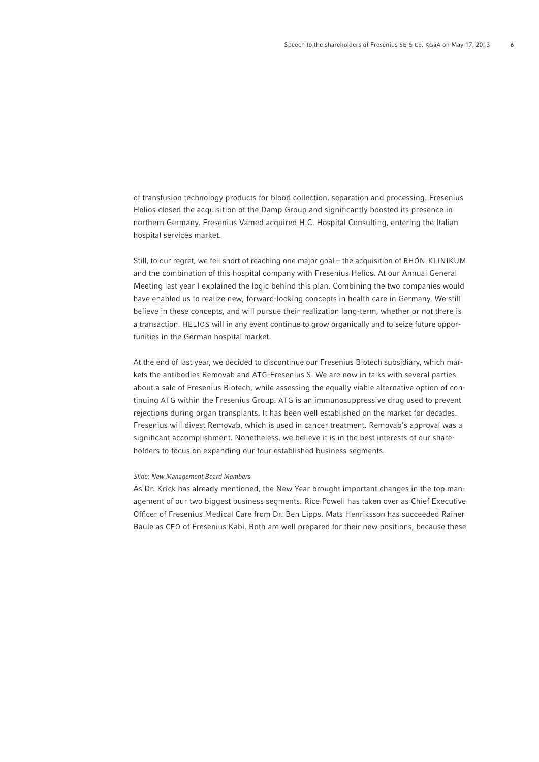of transfusion technology products for blood collection, separation and processing. Fresenius Helios closed the acquisition of the Damp Group and significantly boosted its presence in northern Germany. Fresenius Vamed acquired H.C. Hospital Consulting, entering the Italian hospital services market.

Still, to our regret, we fell short of reaching one major goal – the acquisition of RHÖN-KLINIKUM and the combination of this hospital company with Fresenius Helios. At our Annual General Meeting last year I explained the logic behind this plan. Combining the two companies would have enabled us to realize new, forward-looking concepts in health care in Germany. We still believe in these concepts, and will pursue their realization long-term, whether or not there is a transaction. HELIOS will in any event continue to grow organically and to seize future opportunities in the German hospital market.

At the end of last year, we decided to discontinue our Fresenius Biotech subsidiary, which markets the antibodies Removab and ATG-Fresenius S. We are now in talks with several parties about a sale of Fresenius Biotech, while assessing the equally viable alternative option of continuing ATG within the Fresenius Group. ATG is an immunosuppressive drug used to prevent rejections during organ transplants. It has been well established on the market for decades. Fresenius will divest Removab, which is used in cancer treatment. Removab's approval was a significant accomplishment. Nonetheless, we believe it is in the best interests of our shareholders to focus on expanding our four established business segments.

*Slide: New Management Board Members*

As Dr. Krick has already mentioned, the New Year brought important changes in the top management of our two biggest business segments. Rice Powell has taken over as Chief Executive Officer of Fresenius Medical Care from Dr. Ben Lipps. Mats Henriksson has succeeded Rainer Baule as CEO of Fresenius Kabi. Both are well prepared for their new positions, because these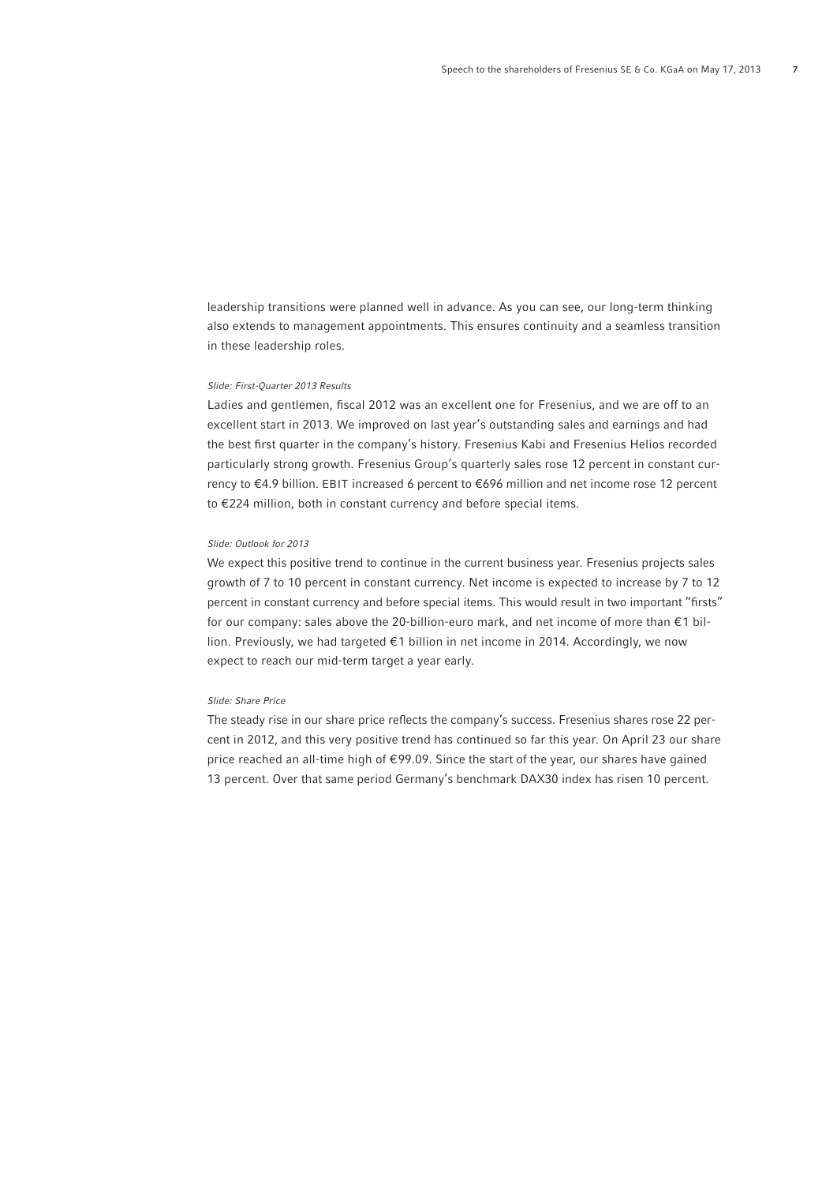leadership transitions were planned well in advance. As you can see, our long-term thinking also extends to management appointments. This ensures continuity and a seamless transition in these leadership roles.

*Slide: First-Quarter 2013 Results*

Ladies and gentlemen, fiscal 2012 was an excellent one for Fresenius, and we are off to an excellent start in 2013. We improved on last year's outstanding sales and earnings and had the best first quarter in the company's history. Fresenius Kabi and Fresenius Helios recorded particularly strong growth. Fresenius Group's quarterly sales rose 12 percent in constant currency to €4.9 billion. EBIT increased 6 percent to €696 million and net income rose 12 percent to €224 million, both in constant currency and before special items.

*Slide: Outlook for 2013*

We expect this positive trend to continue in the current business year. Fresenius projects sales growth of 7 to 10 percent in constant currency. Net income is expected to increase by 7 to 12 percent in constant currency and before special items. This would result in two important "firsts" for our company: sales above the 20-billion-euro mark, and net income of more than €1 billion. Previously, we had targeted €1 billion in net income in 2014. Accordingly, we now expect to reach our mid-term target a year early.

*Slide: Share Price*

The steady rise in our share price reflects the company's success. Fresenius shares rose 22 percent in 2012, and this very positive trend has continued so far this year. On April 23 our share price reached an all-time high of €99.09. Since the start of the year, our shares have gained 13 percent. Over that same period Germany's benchmark DAX30 index has risen 10 percent.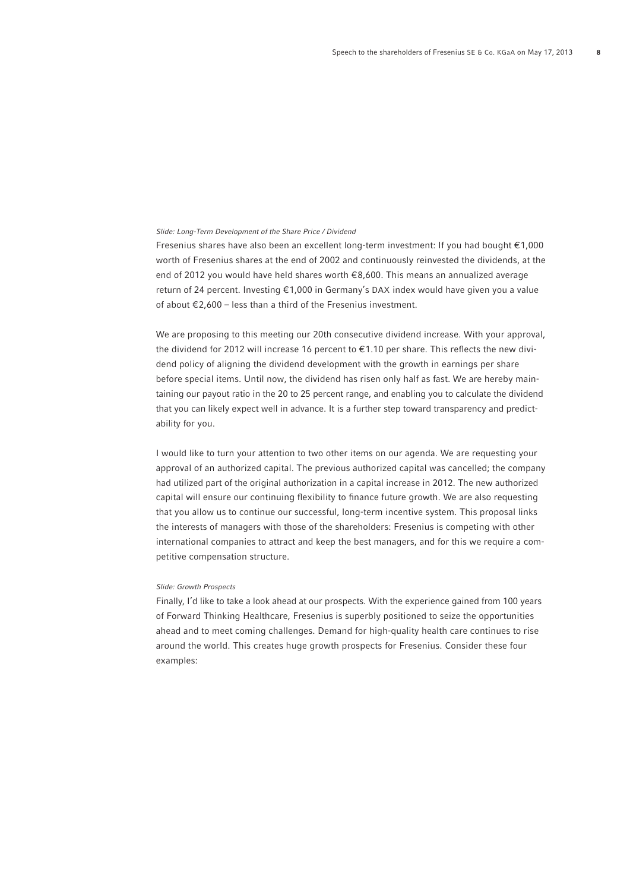*Slide: Long-Term Development of the Share Price / Dividend*

Fresenius shares have also been an excellent long-term investment: If you had bought €1,000 worth of Fresenius shares at the end of 2002 and continuously reinvested the dividends, at the end of 2012 you would have held shares worth €8,600. This means an annualized average return of 24 percent. Investing €1,000 in Germany's DAX index would have given you a value of about €2,600 – less than a third of the Fresenius investment.

We are proposing to this meeting our 20th consecutive dividend increase. With your approval, the dividend for 2012 will increase 16 percent to €1.10 per share. This reflects the new dividend policy of aligning the dividend development with the growth in earnings per share before special items. Until now, the dividend has risen only half as fast. We are hereby maintaining our payout ratio in the 20 to 25 percent range, and enabling you to calculate the dividend that you can likely expect well in advance. It is a further step toward transparency and predictability for you.

I would like to turn your attention to two other items on our agenda. We are requesting your approval of an authorized capital. The previous authorized capital was cancelled; the company had utilized part of the original authorization in a capital increase in 2012. The new authorized capital will ensure our continuing flexibility to finance future growth. We are also requesting that you allow us to continue our successful, long-term incentive system. This proposal links the interests of managers with those of the shareholders: Fresenius is competing with other international companies to attract and keep the best managers, and for this we require a competitive compensation structure.

*Slide: Growth Prospects*

Finally, I'd like to take a look ahead at our prospects. With the experience gained from 100 years of Forward Thinking Healthcare, Fresenius is superbly positioned to seize the opportunities ahead and to meet coming challenges. Demand for high-quality health care continues to rise around the world. This creates huge growth prospects for Fresenius. Consider these four examples: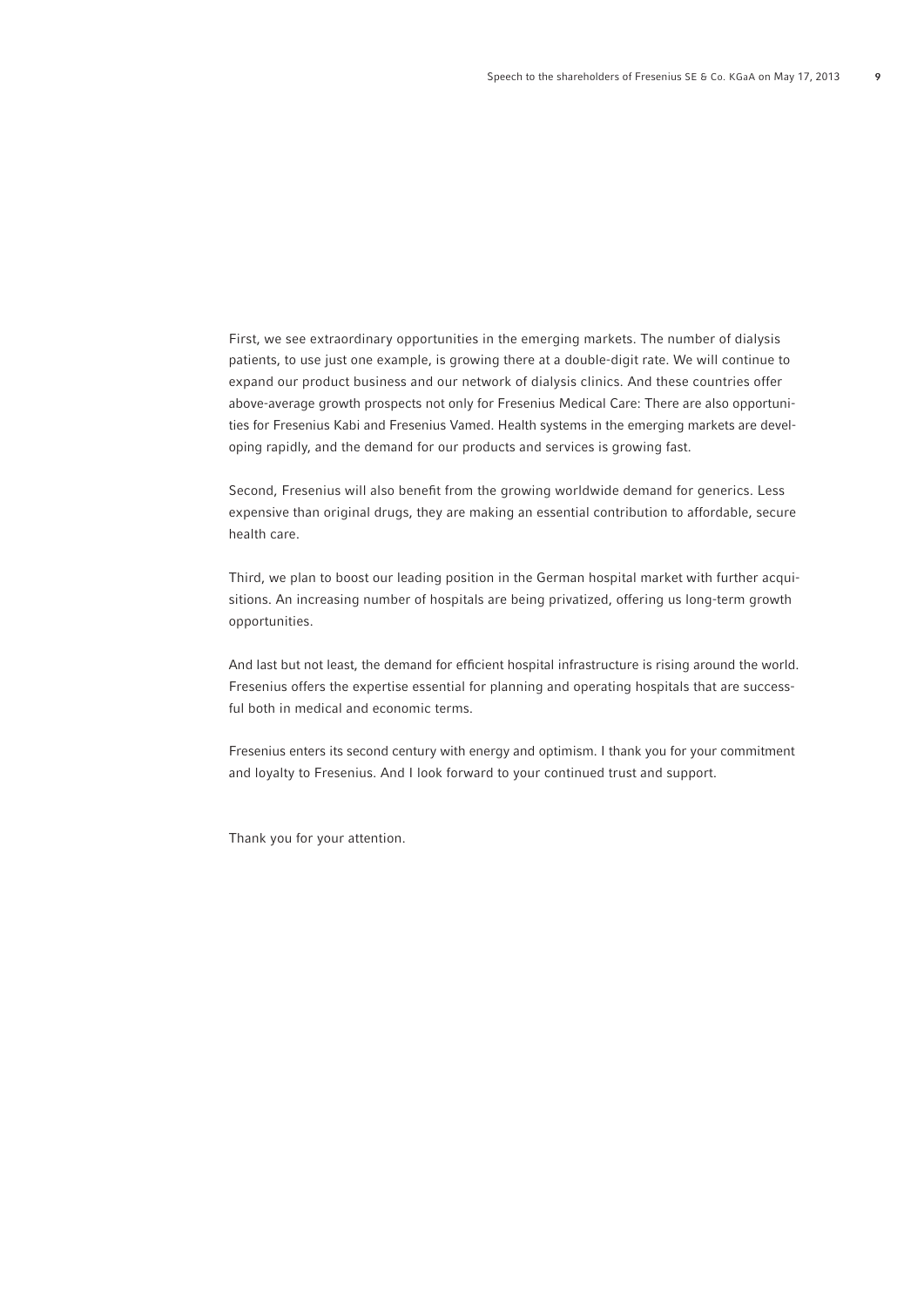First, we see extraordinary opportunities in the emerging markets. The number of dialysis patients, to use just one example, is growing there at a double-digit rate. We will continue to expand our product business and our network of dialysis clinics. And these countries offer above-average growth prospects not only for Fresenius Medical Care: There are also opportunities for Fresenius Kabi and Fresenius Vamed. Health systems in the emerging markets are developing rapidly, and the demand for our products and services is growing fast.

Second, Fresenius will also benefit from the growing worldwide demand for generics. Less expensive than original drugs, they are making an essential contribution to affordable, secure health care.

Third, we plan to boost our leading position in the German hospital market with further acquisitions. An increasing number of hospitals are being privatized, offering us long-term growth opportunities.

And last but not least, the demand for efficient hospital infrastructure is rising around the world. Fresenius offers the expertise essential for planning and operating hospitals that are successful both in medical and economic terms.

Fresenius enters its second century with energy and optimism. I thank you for your commitment and loyalty to Fresenius. And I look forward to your continued trust and support.

Thank you for your attention.